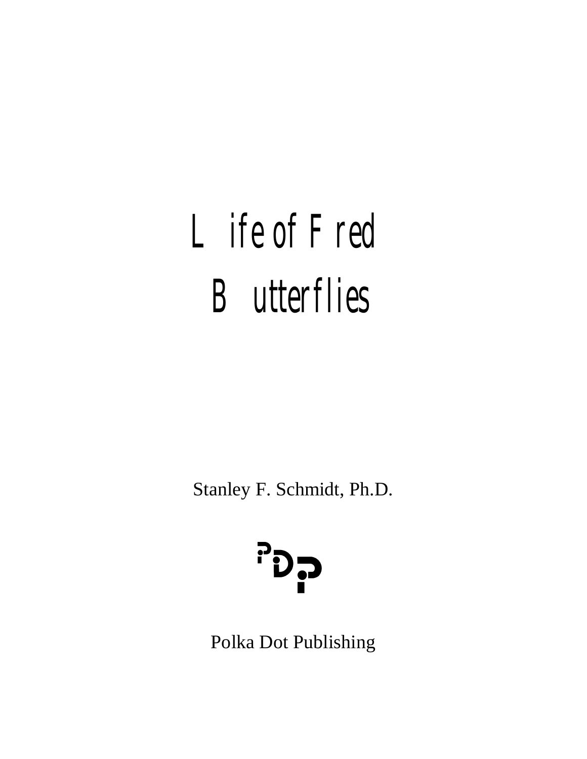# Life of Fred

# Butterflies

Stanley F. Schmidt, Ph.D.

Polka Dot Publishing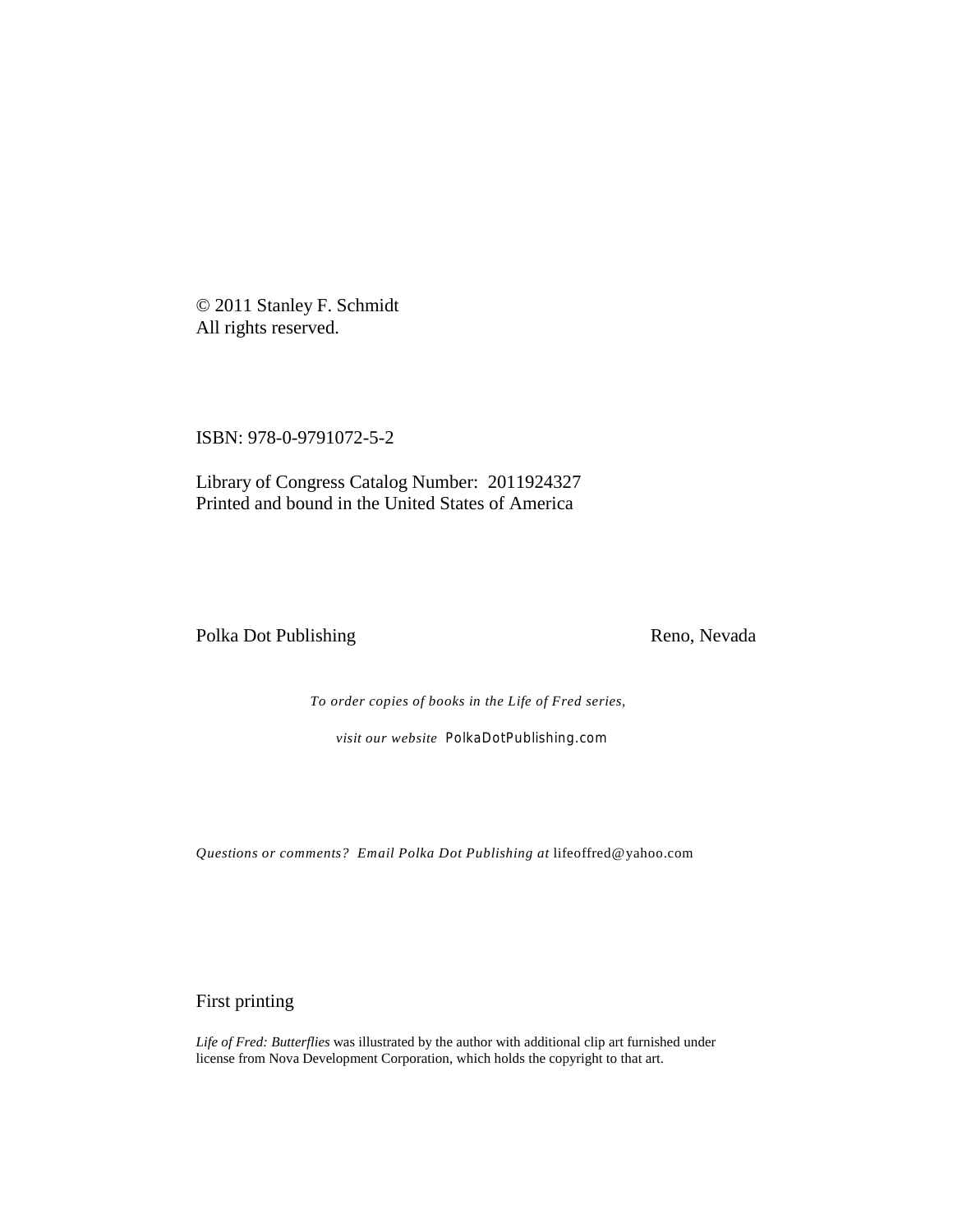© 2011 Stanley F. Schmidt
All rights reserved.

ISBN: 978-0-9791072-5-2

Library of Congress Catalog Number: 2011924327
Printed and bound in the United States of America

Polka Dot Publishing Reno, Nevada

*To order copies of books in the Life of Fred series,*

*visit our website* PolkaDotPublishing.com

*Questions or comments? Email Polka Dot Publishing at* lifeoffred@yahoo.com

First printing

*Life of Fred: Butterflies* was illustrated by the author with additional clip art furnished under license from Nova Development Corporation, which holds the copyright to that art.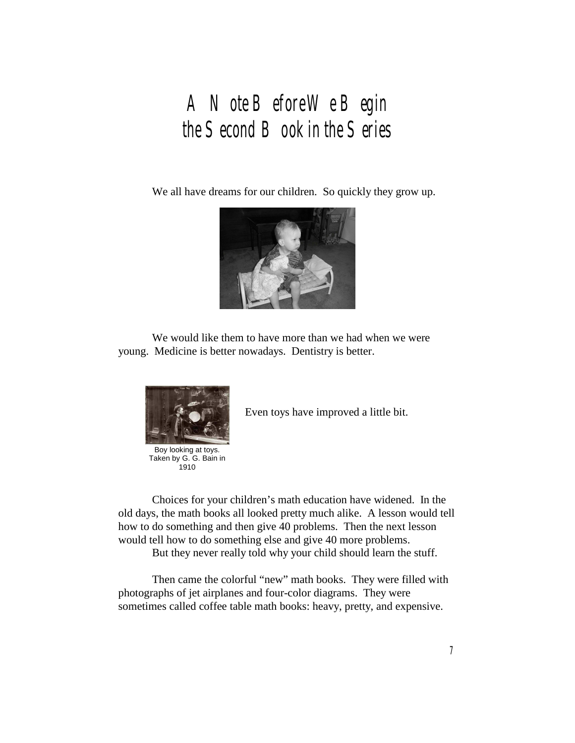# A Note Before We Begin the Second Book in the Series

We all have dreams for our children. So quickly they grow up.

We would like them to have more than we had when we were young. Medicine is better nowadays. Dentistry is better.

Even toys have improved a little bit.

Boy looking at toys. Taken by G. G. Bain in 1910

Choices for your children's math education have widened. In the old days, the math books all looked pretty much alike. A lesson would tell how to do something and then give 40 problems. Then the next lesson would tell how to do something else and give 40 more problems.

But they never really told why your child should learn the stuff.

Then came the colorful "new" math books. They were filled with photographs of jet airplanes and four-color diagrams. They were sometimes called coffee table math books: heavy, pretty, and expensive.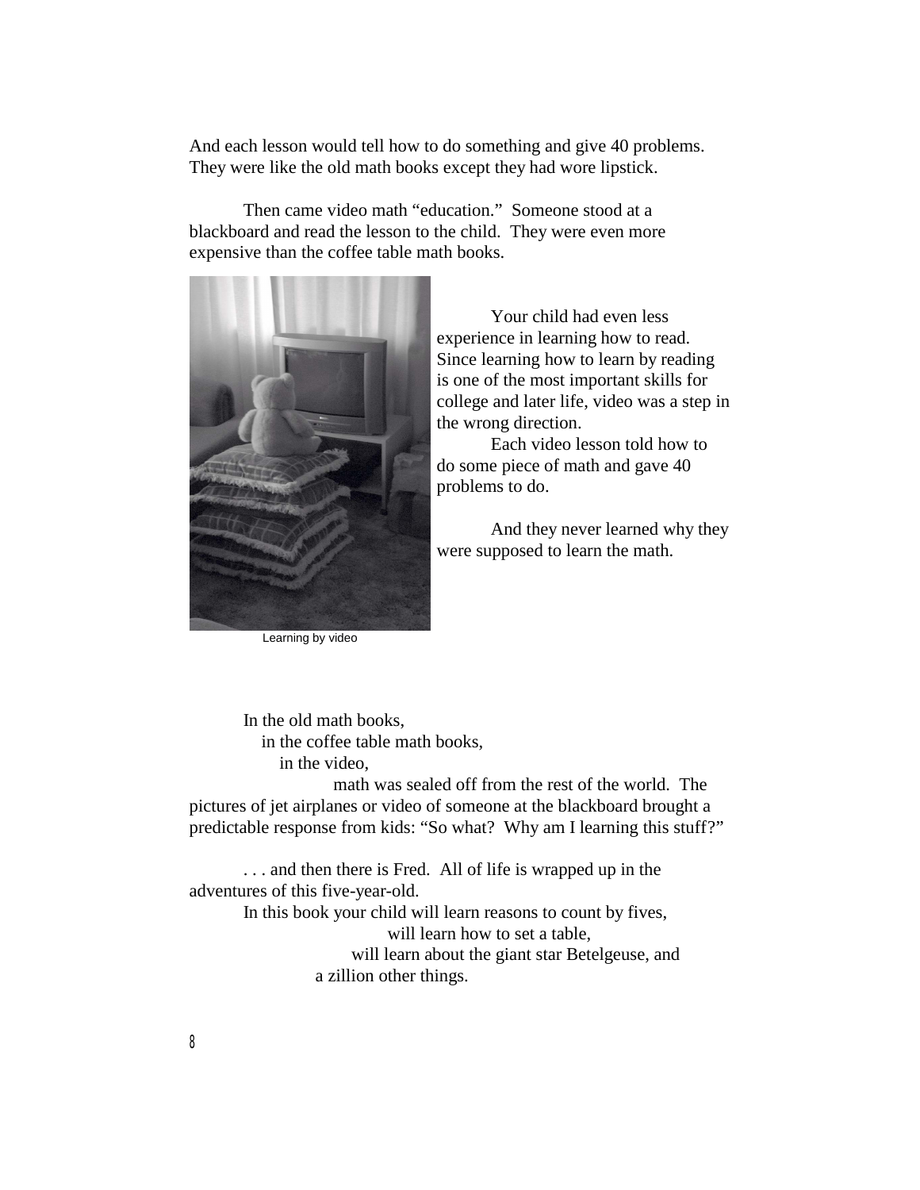And each lesson would tell how to do something and give 40 problems. They were like the old math books except they had wore lipstick.

Then came video math "education." Someone stood at a blackboard and read the lesson to the child. They were even more expensive than the coffee table math books.

Learning by video

Your child had even less experience in learning how to read. Since learning how to learn by reading is one of the most important skills for college and later life, video was a step in the wrong direction.

Each video lesson told how to do some piece of math and gave 40 problems to do.

And they never learned why they were supposed to learn the math.

In the old math books,
in the coffee table math books,
in the video,
math was sealed off from the rest of the world. The pictures of jet airplanes or video of someone at the blackboard brought a predictable response from kids: "So what? Why am I learning this stuff?"

. . . and then there is Fred. All of life is wrapped up in the adventures of this five-year-old.

In this book your child will learn reasons to count by fives,
will learn how to set a table,
will learn about the giant star Betelgeuse, and
a zillion other things.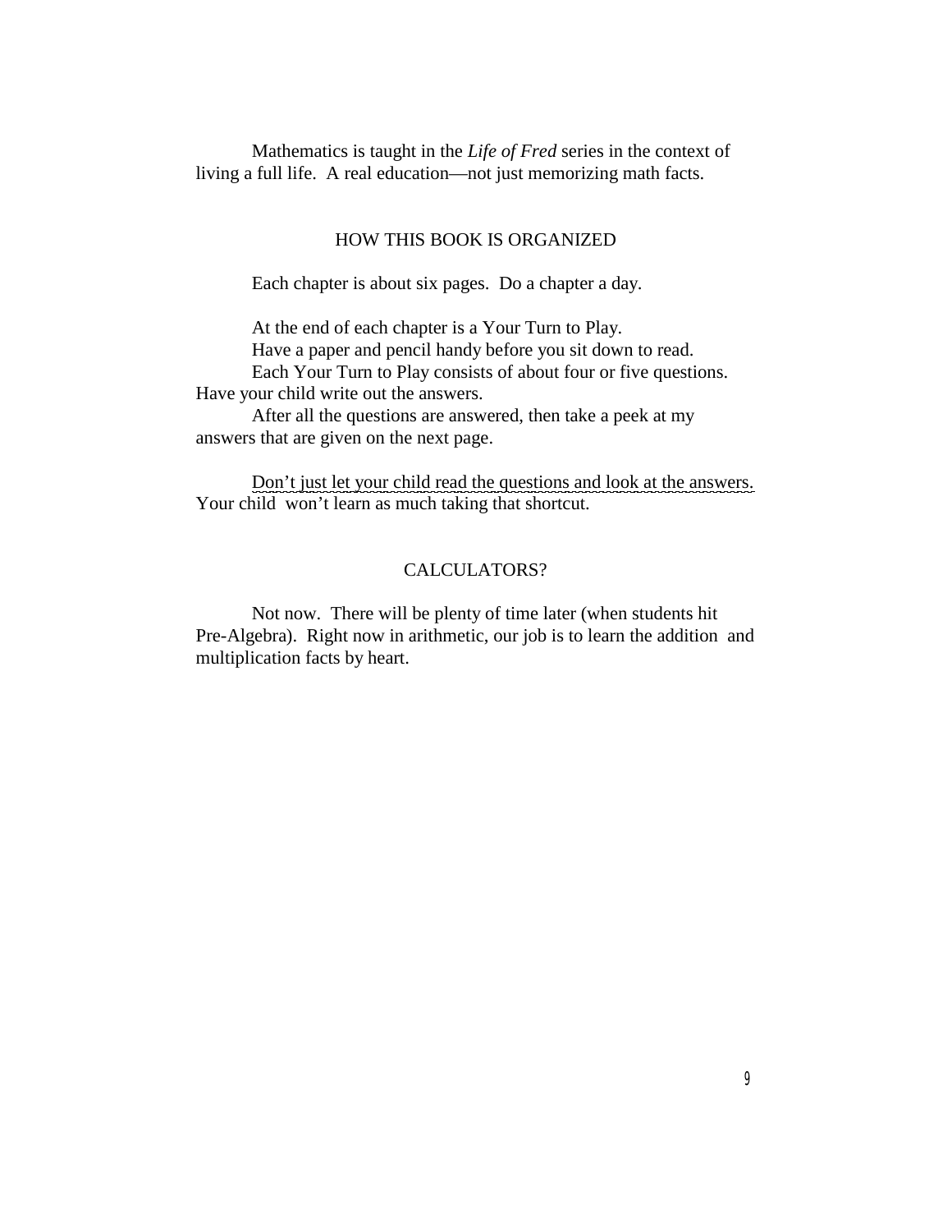Mathematics is taught in the *Life of Fred* series in the context of living a full life. A real education—not just memorizing math facts.

## HOW THIS BOOK IS ORGANIZED

Each chapter is about six pages. Do a chapter a day.

At the end of each chapter is a Your Turn to Play.

Have a paper and pencil handy before you sit down to read.

Each Your Turn to Play consists of about four or five questions. Have your child write out the answers.

After all the questions are answered, then take a peek at my answers that are given on the next page.

Don't just let your child read the questions and look at the answers. Your child won't learn as much taking that shortcut.

## CALCULATORS?

Not now. There will be plenty of time later (when students hit Pre-Algebra). Right now in arithmetic, our job is to learn the addition and multiplication facts by heart.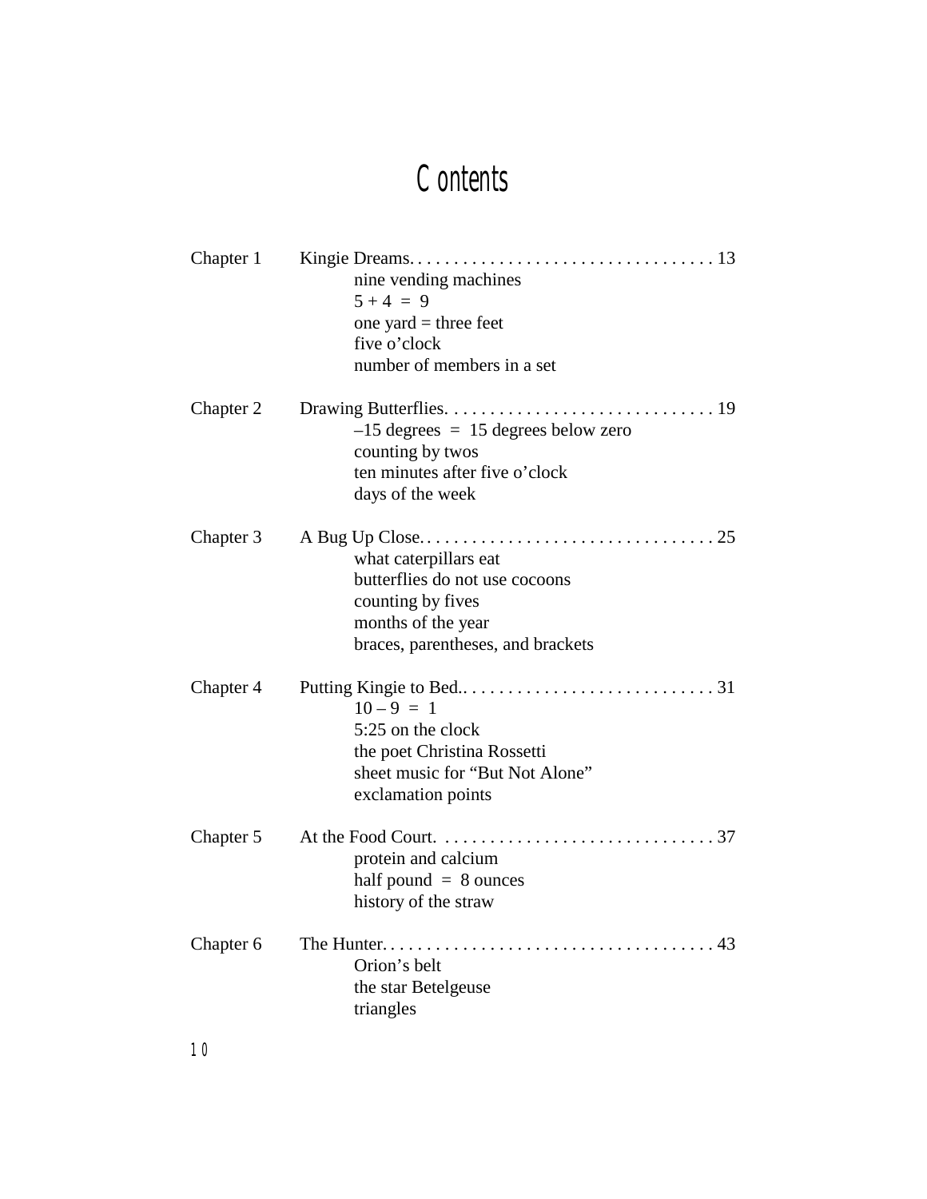# Contents

Chapter 1 Kingie Dreams. . . . . . . . . . . . . . . . . . . . . . . . . . . . . . . . . . 13

- nine vending machines
- 5 + 4 = 9
- one yard = three feet
- five o'clock
- number of members in a set

Chapter 2 Drawing Butterflies. . . . . . . . . . . . . . . . . . . . . . . . . . . . . . 19

- –15 degrees = 15 degrees below zero
- counting by twos
- ten minutes after five o'clock
- days of the week

Chapter 3 A Bug Up Close. . . . . . . . . . . . . . . . . . . . . . . . . . . . . . . . . 25

- what caterpillars eat
- butterflies do not use cocoons
- counting by fives
- months of the year
- braces, parentheses, and brackets

Chapter 4 Putting Kingie to Bed.. . . . . . . . . . . . . . . . . . . . . . . . . . . . 31

- 10 – 9 = 1
- 5:25 on the clock
- the poet Christina Rossetti
- sheet music for "But Not Alone"
- exclamation points

Chapter 5 At the Food Court. . . . . . . . . . . . . . . . . . . . . . . . . . . . . . . 37

- protein and calcium
- half pound = 8 ounces
- history of the straw

Chapter 6 The Hunter. . . . . . . . . . . . . . . . . . . . . . . . . . . . . . . . . . . . . 43

- Orion's belt
- the star Betelgeuse
- triangles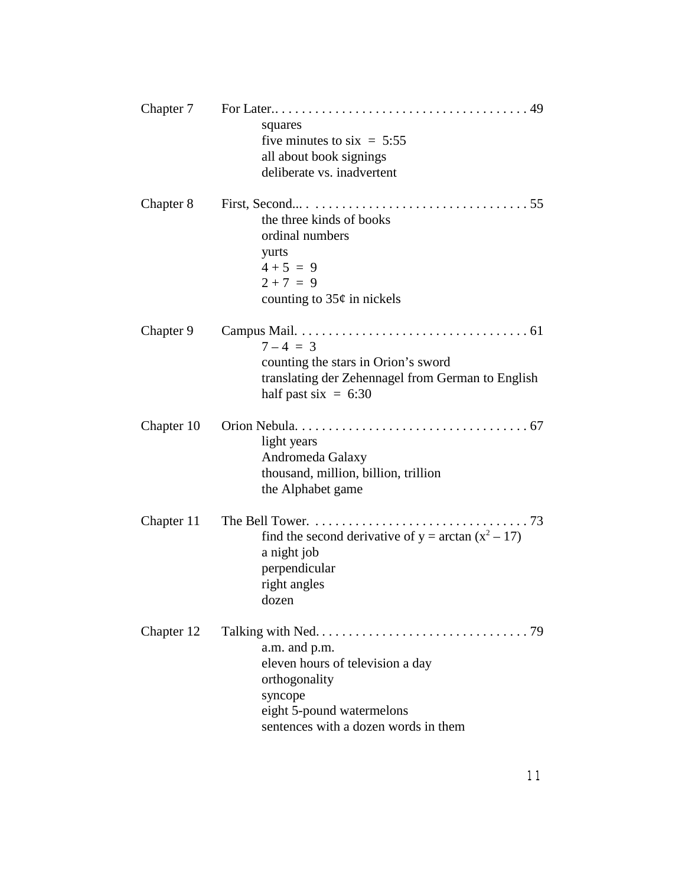Chapter 7 For Later.. . . . . . . . . . . . . . . . . . . . . . . . . . . . . . . . . . . . . . 49

- squares
- five minutes to six = 5:55
- all about book signings
- deliberate vs. inadvertent

Chapter 8 First, Second... . . . . . . . . . . . . . . . . . . . . . . . . . . . . . . . . . . 55

- the three kinds of books
- ordinal numbers
- yurts
- 4 + 5 = 9
- 2 + 7 = 9
- counting to 35¢ in nickels

Chapter 9 Campus Mail. . . . . . . . . . . . . . . . . . . . . . . . . . . . . . . . . . . . 61

- 7 – 4 = 3
- counting the stars in Orion's sword
- translating der Zehennagel from German to English
- half past six = 6:30

Chapter 10 Orion Nebula. . . . . . . . . . . . . . . . . . . . . . . . . . . . . . . . . . . . 67

- light years
- Andromeda Galaxy
- thousand, million, billion, trillion
- the Alphabet game

Chapter 11 The Bell Tower. . . . . . . . . . . . . . . . . . . . . . . . . . . . . . . . . 73

- find the second derivative of $y = \arctan(x^2 - 17)$
- a night job
- perpendicular
- right angles
- dozen

Chapter 12 Talking with Ned. . . . . . . . . . . . . . . . . . . . . . . . . . . . . . . . 79

- a.m. and p.m.
- eleven hours of television a day
- orthogonality
- syncope
- eight 5-pound watermelons
- sentences with a dozen words in them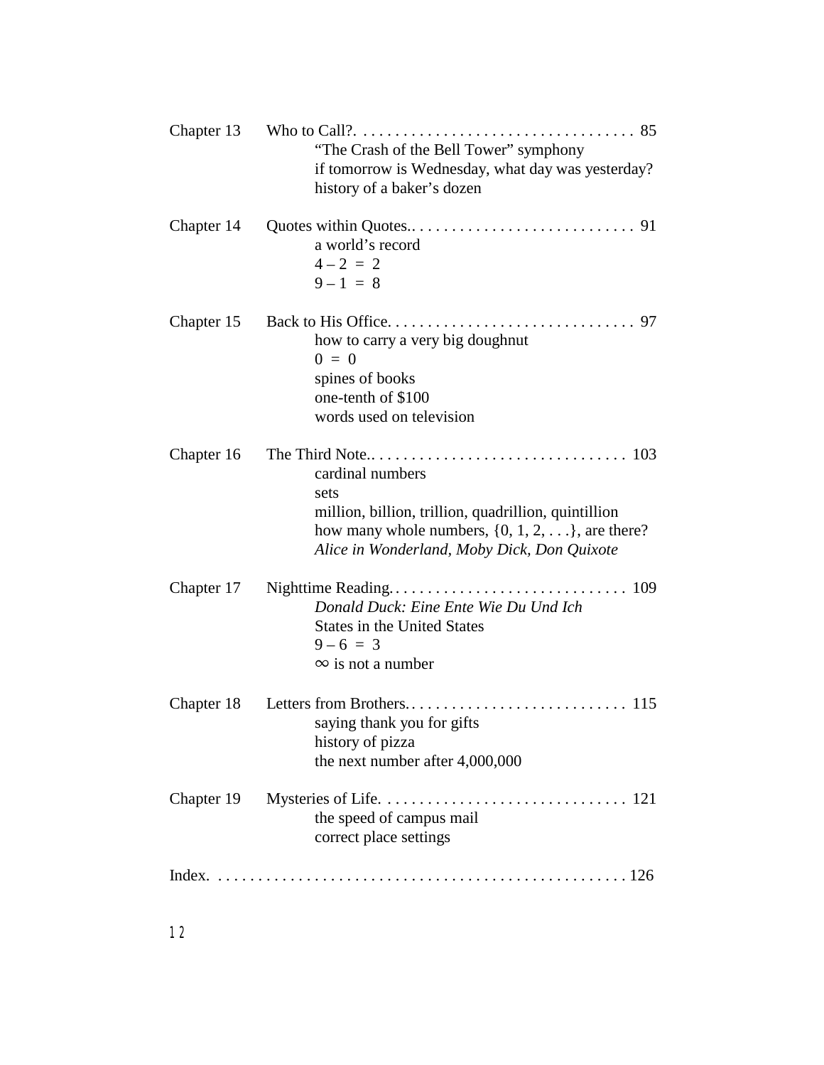Chapter 13 Who to Call?. . . . . . . . . . . . . . . . . . . . . . . . . . . . . . . . . . . 85

- "The Crash of the Bell Tower" symphony
- if tomorrow is Wednesday, what day was yesterday?
- history of a baker's dozen

Chapter 14 Quotes within Quotes.. . . . . . . . . . . . . . . . . . . . . . . . . . . . 91

- a world's record
- $4 - 2 = 2$
- $9 - 1 = 8$

Chapter 15 Back to His Office. . . . . . . . . . . . . . . . . . . . . . . . . . . . . . . 97

- how to carry a very big doughnut
- $0 = 0$
- spines of books
- one-tenth of $100
- words used on television

Chapter 16 The Third Note.. . . . . . . . . . . . . . . . . . . . . . . . . . . . . . . 103

- cardinal numbers
- sets
- million, billion, trillion, quadrillion, quintillion
- how many whole numbers, {0, 1, 2, . . .}, are there?
- *Alice in Wonderland, Moby Dick, Don Quixote*

Chapter 17 Nighttime Reading. . . . . . . . . . . . . . . . . . . . . . . . . . . . . . 109

- *Donald Duck: Eine Ente Wie Du Und Ich*
- States in the United States
- $9 - 6 = 3$
- $\infty$ is not a number

Chapter 18 Letters from Brothers. . . . . . . . . . . . . . . . . . . . . . . . . . . . 115

- saying thank you for gifts
- history of pizza
- the next number after 4,000,000

Chapter 19 Mysteries of Life. . . . . . . . . . . . . . . . . . . . . . . . . . . . . . . 121

- the speed of campus mail
- correct place settings

Index. . . . . . . . . . . . . . . . . . . . . . . . . . . . . . . . . . . . . . . . . . . . . . . . . . 126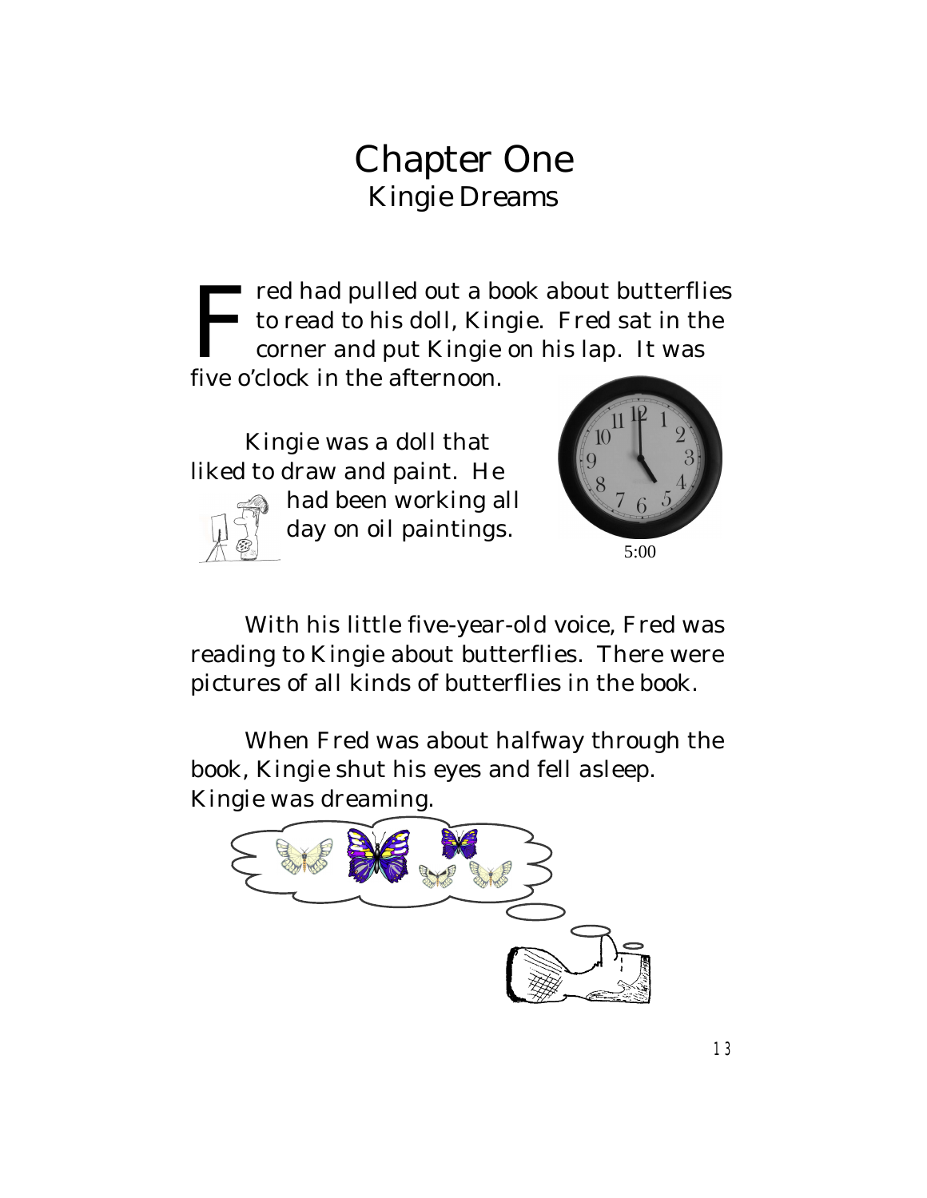# Chapter One
## Kingie Dreams

Fred had pulled out a book about butterflies to read to his doll, Kingie. Fred sat in the corner and put Kingie on his lap. It was five o'clock in the afternoon.

Kingie was a doll that liked to draw and paint. He had been working all day on oil paintings.

5:00

With his little five-year-old voice, Fred was reading to Kingie about butterflies. There were pictures of all kinds of butterflies in the book.

When Fred was about halfway through the book, Kingie shut his eyes and fell asleep. Kingie was dreaming.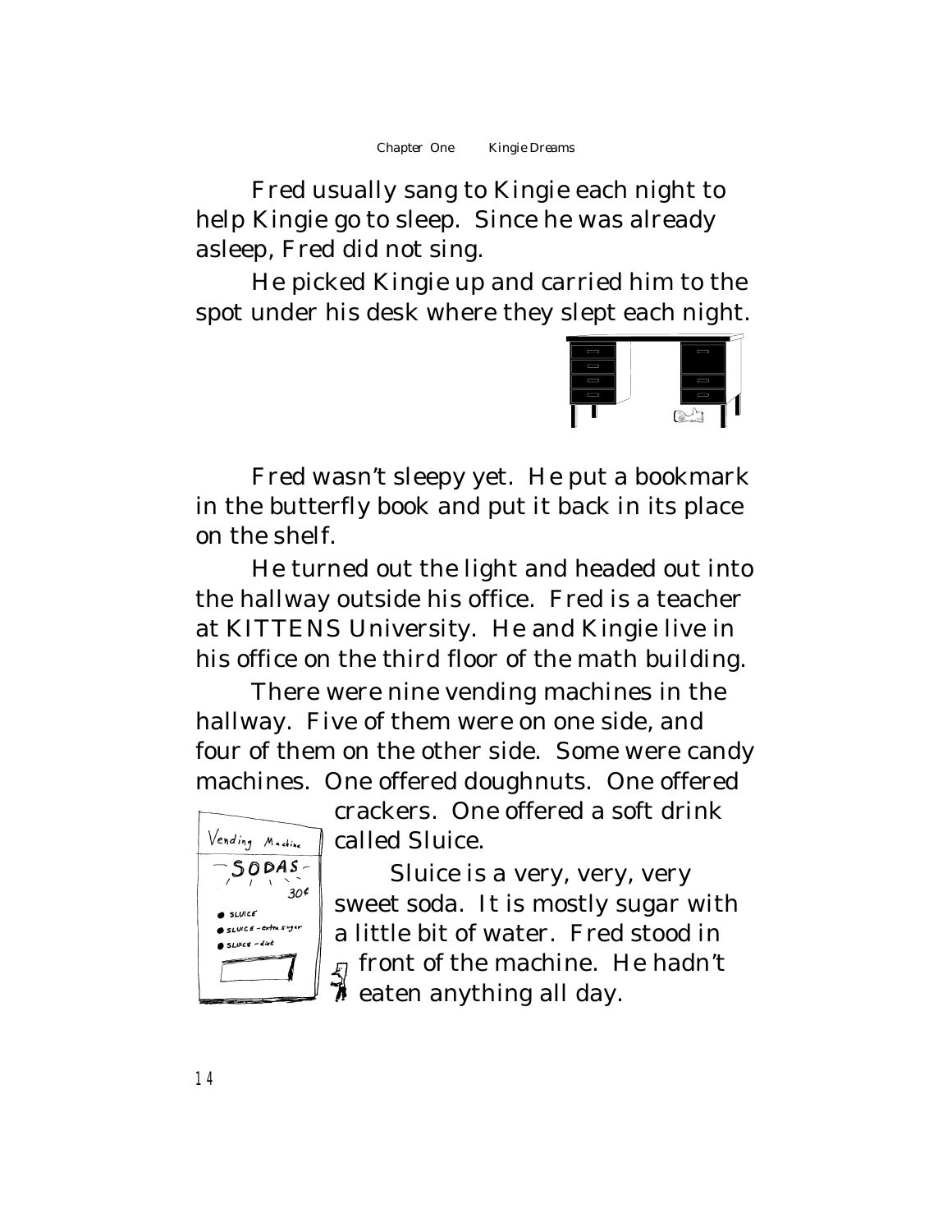Fred usually sang to Kingie each night to help Kingie go to sleep. Since he was already asleep, Fred did not sing.

He picked Kingie up and carried him to the spot under his desk where they slept each night.

Fred wasn't sleepy yet. He put a bookmark in the butterfly book and put it back in its place on the shelf.

He turned out the light and headed out into the hallway outside his office. Fred is a teacher at KITTENS University. He and Kingie live in his office on the third floor of the math building.

There were nine vending machines in the hallway. Five of them were on one side, and four of them on the other side. Some were candy machines. One offered doughnuts. One offered crackers. One offered a soft drink called Sluice.

Sluice is a very, very, very sweet soda. It is mostly sugar with a little bit of water. Fred stood in front of the machine. He hadn't eaten anything all day.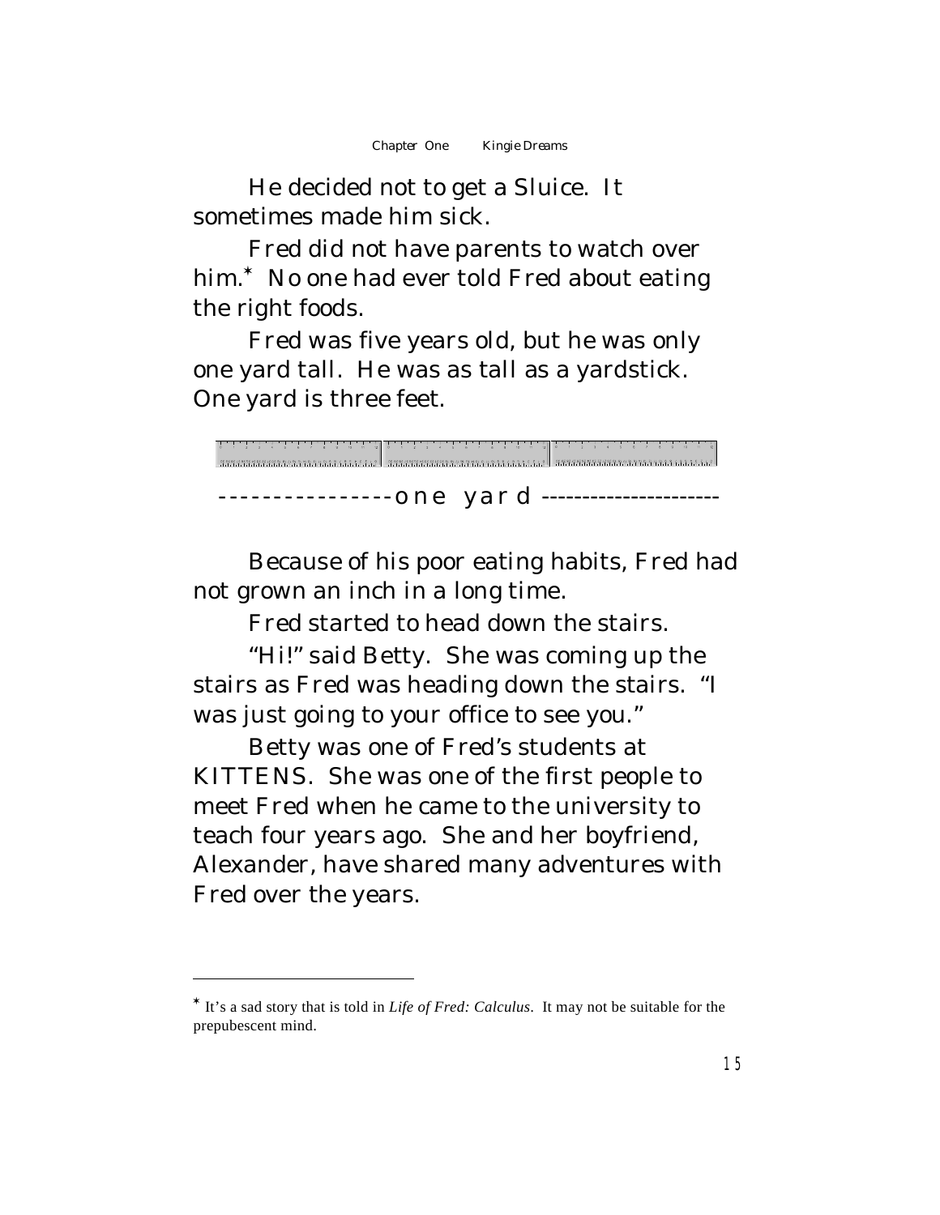He decided not to get a Sluice. It sometimes made him sick.

Fred did not have parents to watch over him.* No one had ever told Fred about eating the right foods.

Fred was five years old, but he was only one yard tall. He was as tall as a yardstick. One yard is three feet.

----------------one yard ----------------------

Because of his poor eating habits, Fred had not grown an inch in a long time.

Fred started to head down the stairs.

"Hi!" said Betty. She was coming up the stairs as Fred was heading down the stairs. "I was just going to your office to see you."

Betty was one of Fred's students at KITTENS. She was one of the first people to meet Fred when he came to the university to teach four years ago. She and her boyfriend, Alexander, have shared many adventures with Fred over the years.

---

* It's a sad story that is told in *Life of Fred: Calculus*. It may not be suitable for the prepubescent mind.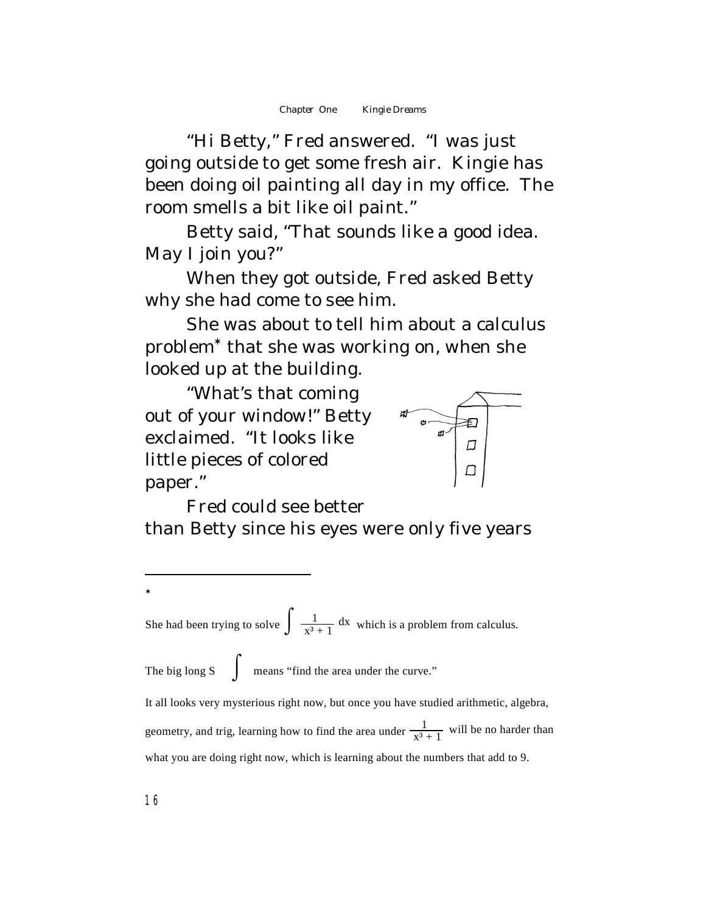"Hi Betty," Fred answered. "I was just going outside to get some fresh air. Kingie has been doing oil painting all day in my office. The room smells a bit like oil paint."

Betty said, "That sounds like a good idea. May I join you?"

When they got outside, Fred asked Betty why she had come to see him.

She was about to tell him about a calculus problem* that she was working on, when she looked up at the building.

"What's that coming out of your window!" Betty exclaimed. "It looks like little pieces of colored paper."

Fred could see better than Betty since his eyes were only five years

---

* She had been trying to solve $\int \frac{1}{x^3 + 1}\,dx$ which is a problem from calculus.

The big long S $\int$ means "find the area under the curve."

It all looks very mysterious right now, but once you have studied arithmetic, algebra, geometry, and trig, learning how to find the area under $\frac{1}{x^3 + 1}$ will be no harder than what you are doing right now, which is learning about the numbers that add to 9.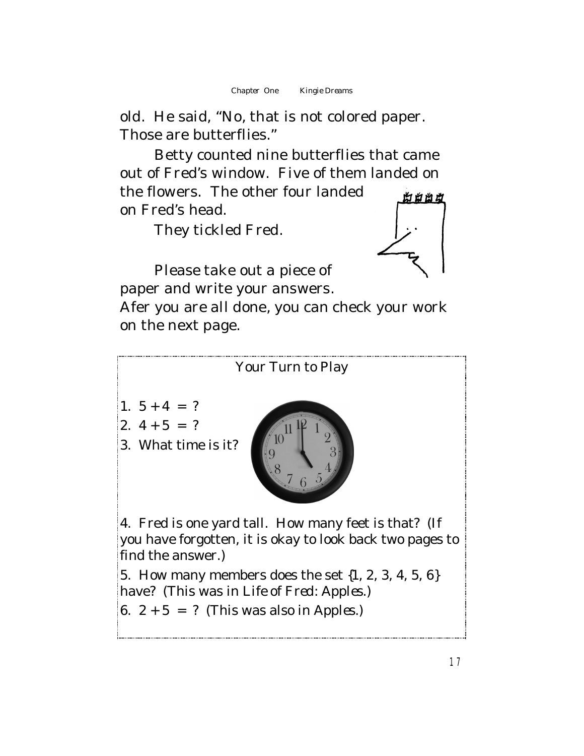old. He said, "No, that is not colored paper. Those are butterflies."

Betty counted nine butterflies that came out of Fred's window. Five of them landed on the flowers. The other four landed on Fred's head.

They tickled Fred.

Please take out a piece of paper and write your answers. Afer you are all done, you can check your work on the next page.

## Your Turn to Play

1. $5 + 4 = ?$
2. $4 + 5 = ?$
3. What time is it?

4. Fred is one yard tall. How many feet is that? (If you have forgotten, it is okay to look back two pages to find the answer.)

5. How many members does the set {1, 2, 3, 4, 5, 6} have? (This was in *Life of Fred: Apples*.)

6. $2 + 5 = ?$ (This was also in *Apples*.)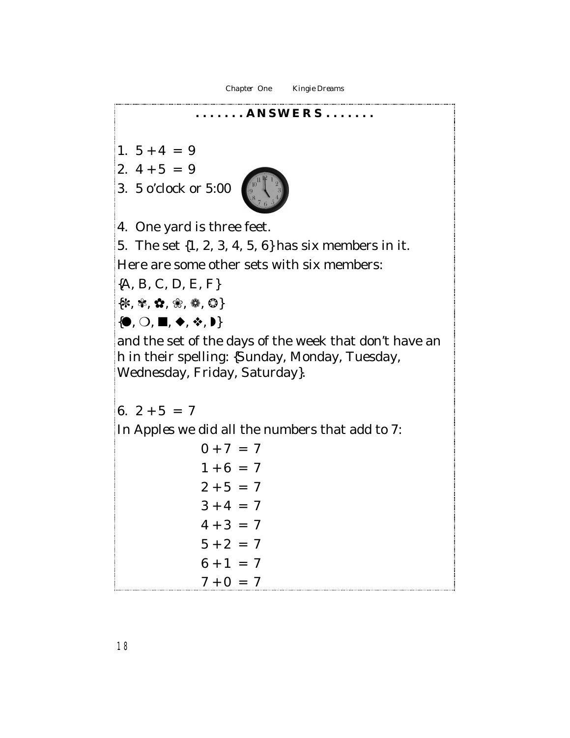**. . . . . . . ANSWERS . . . . . . .**

1. $5 + 4 = 9$
2. $4 + 5 = 9$
3. 5 o'clock or 5:00
4. One yard is three feet.
5. The set {1, 2, 3, 4, 5, 6} has six members in it.

Here are some other sets with six members:

{A, B, C, D, E, F}

{❇, ✾, ✿, ❀, ❁, ❂}

{●, ❍, ■, ◆, ❖, ◗}

and the set of the days of the week that don't have an h in their spelling: {Sunday, Monday, Tuesday, Wednesday, Friday, Saturday}.

6. $2 + 5 = 7$

In *Apples* we did all the numbers that add to 7:

$$0 + 7 = 7$$
$$1 + 6 = 7$$
$$2 + 5 = 7$$
$$3 + 4 = 7$$
$$4 + 3 = 7$$
$$5 + 2 = 7$$
$$6 + 1 = 7$$
$$7 + 0 = 7$$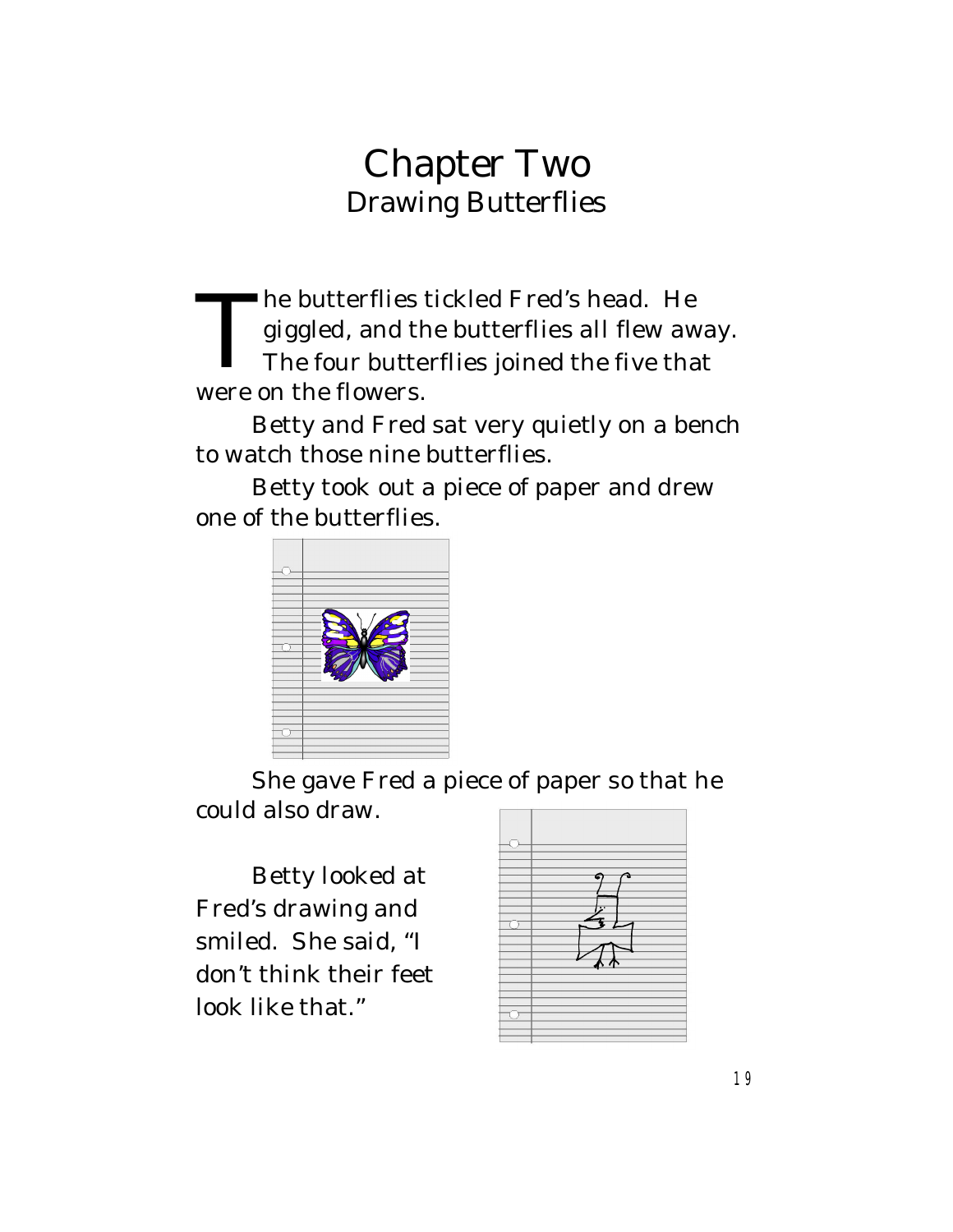# Chapter Two
## Drawing Butterflies

The butterflies tickled Fred's head. He giggled, and the butterflies all flew away. The four butterflies joined the five that were on the flowers.

Betty and Fred sat very quietly on a bench to watch those nine butterflies.

Betty took out a piece of paper and drew one of the butterflies.

She gave Fred a piece of paper so that he could also draw.

Betty looked at Fred's drawing and smiled. She said, "I don't think their feet look like that."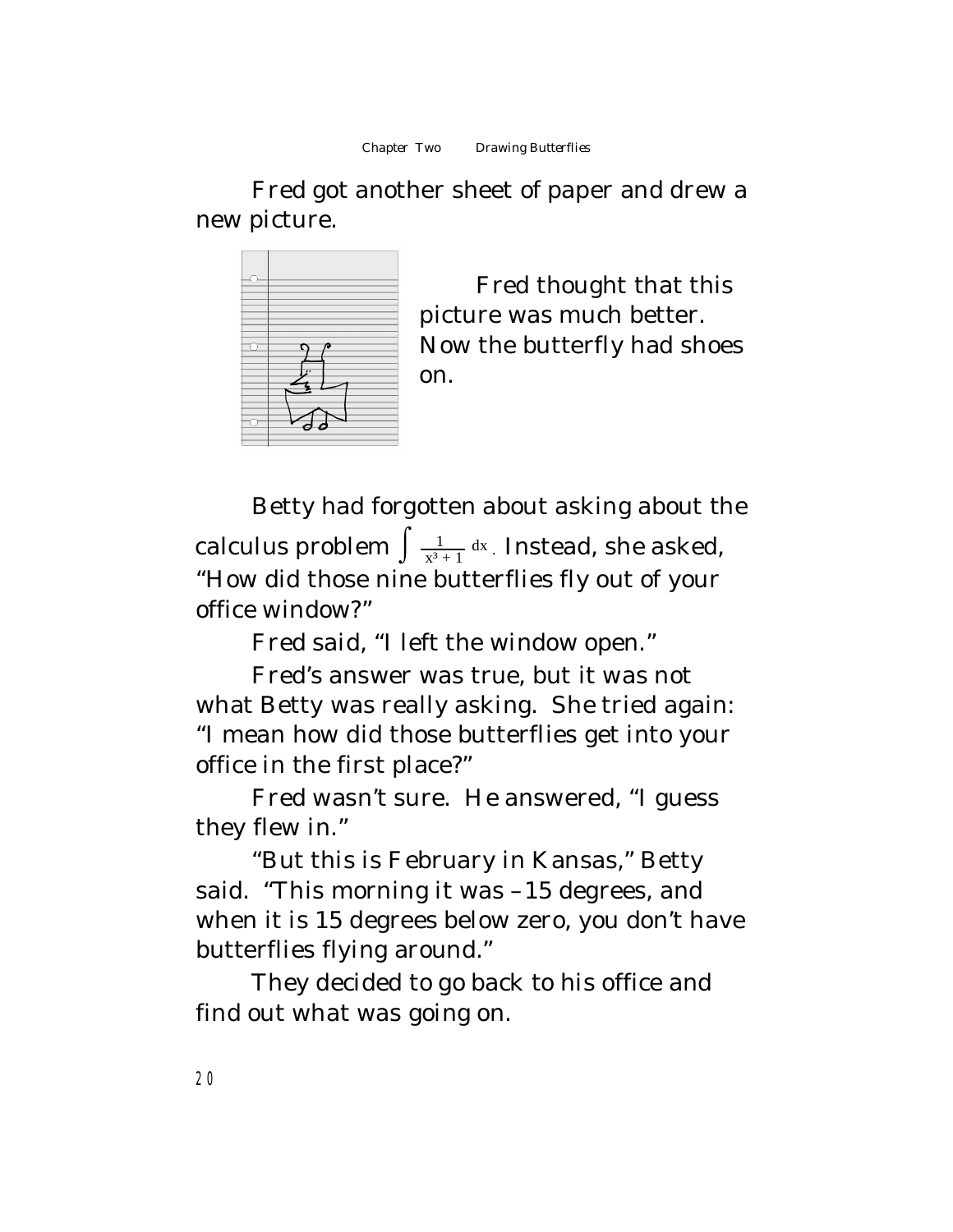Fred got another sheet of paper and drew a new picture.

Fred thought that this picture was much better. Now the butterfly had shoes on.

Betty had forgotten about asking about the calculus problem $\int \frac{1}{x^3 + 1}\,dx$. Instead, she asked, "How did those nine butterflies fly out of your office window?"

Fred said, "I left the window open."

Fred's answer was true, but it was not what Betty was really asking. She tried again: "I mean how did those butterflies get into your office in the first place?"

Fred wasn't sure. He answered, "I guess they flew in."

"But this is February in Kansas," Betty said. "This morning it was –15 degrees, and when it is 15 degrees below zero, you don't have butterflies flying around."

They decided to go back to his office and find out what was going on.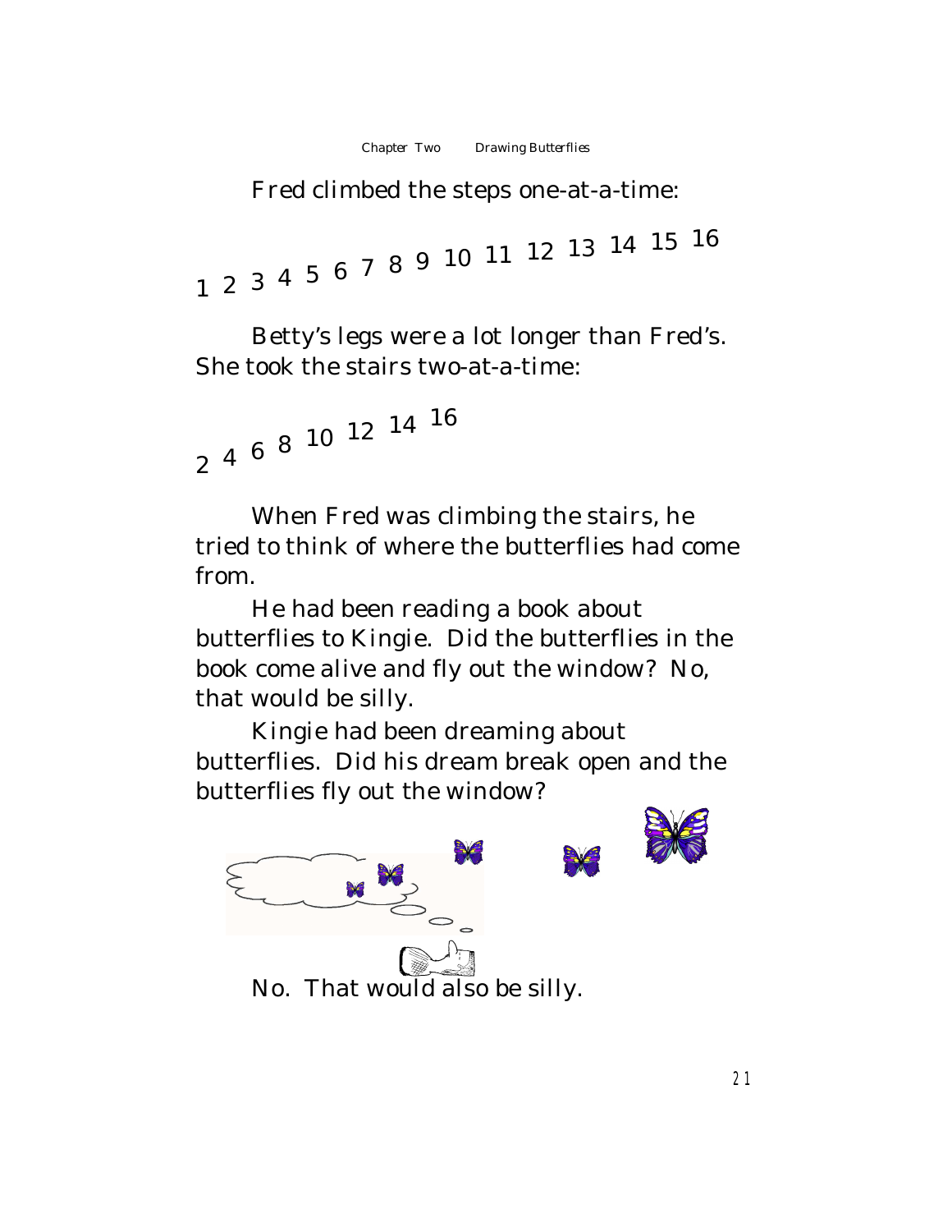Fred climbed the steps one-at-a-time:

1 2 3 4 5 6 7 8 9 10 11 12 13 14 15 16

Betty's legs were a lot longer than Fred's. She took the stairs two-at-a-time:

2 4 6 8 10 12 14 16

When Fred was climbing the stairs, he tried to think of where the butterflies had come from.

He had been reading a book about butterflies to Kingie. Did the butterflies in the book come alive and fly out the window? No, that would be silly.

Kingie had been dreaming about butterflies. Did his dream break open and the butterflies fly out the window?

No. That would also be silly.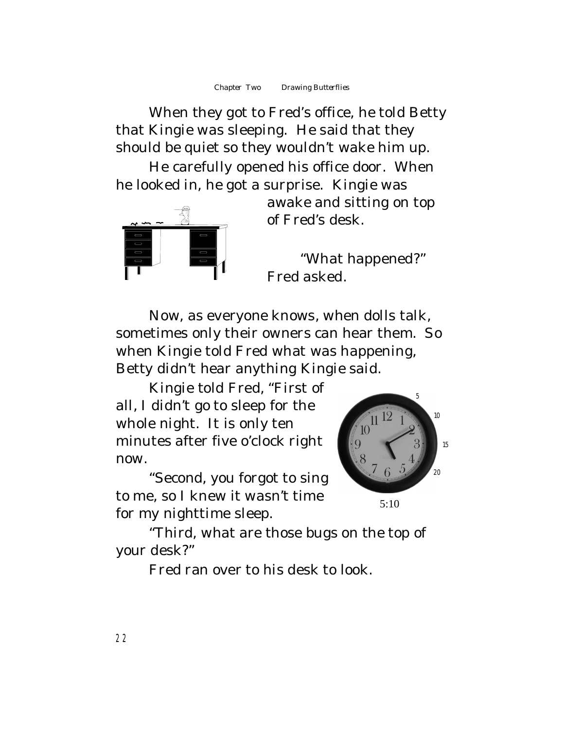When they got to Fred's office, he told Betty that Kingie was sleeping. He said that they should be quiet so they wouldn't wake him up.

He carefully opened his office door. When he looked in, he got a surprise. Kingie was awake and sitting on top of Fred's desk.

"What happened?" Fred asked.

Now, as everyone knows, when dolls talk, sometimes only their owners can hear them. So when Kingie told Fred what was happening, Betty didn't hear anything Kingie said.

Kingie told Fred, "First of all, I didn't go to sleep for the whole night. It is only ten minutes after five o'clock right now.

"Second, you forgot to sing to me, so I knew it wasn't time for my nighttime sleep.

5:10

"Third, what are those bugs on the top of your desk?"

Fred ran over to his desk to look.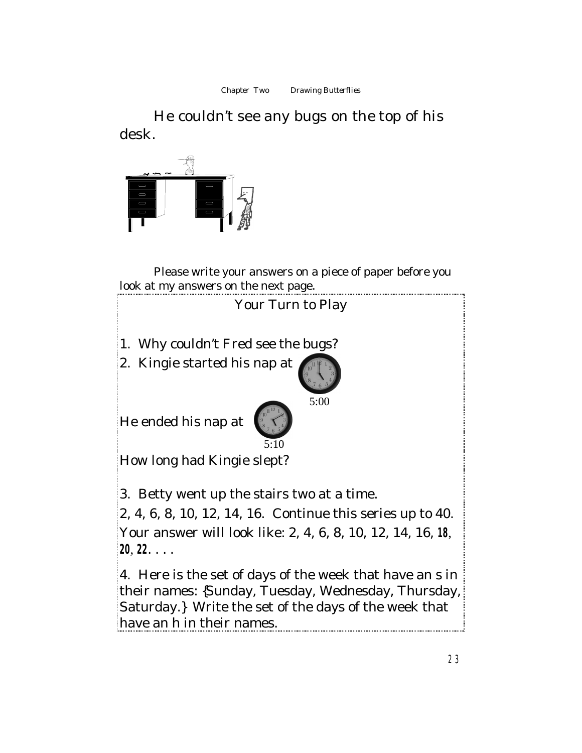He couldn't see any bugs on the top of his desk.

Please write your answers on a piece of paper before you look at my answers on the next page.

## Your Turn to Play

1. Why couldn't Fred see the bugs?

2. Kingie started his nap at 5:00

He ended his nap at 5:10

How long had Kingie slept?

3. Betty went up the stairs two at a time.

2, 4, 6, 8, 10, 12, 14, 16. Continue this series up to 40. Your answer will look like: 2, 4, 6, 8, 10, 12, 14, 16, **18**, **20**, **22**. . . .

4. Here is the set of days of the week that have an s in their names: {Sunday, Tuesday, Wednesday, Thursday, Saturday.} Write the set of the days of the week that have an h in their names.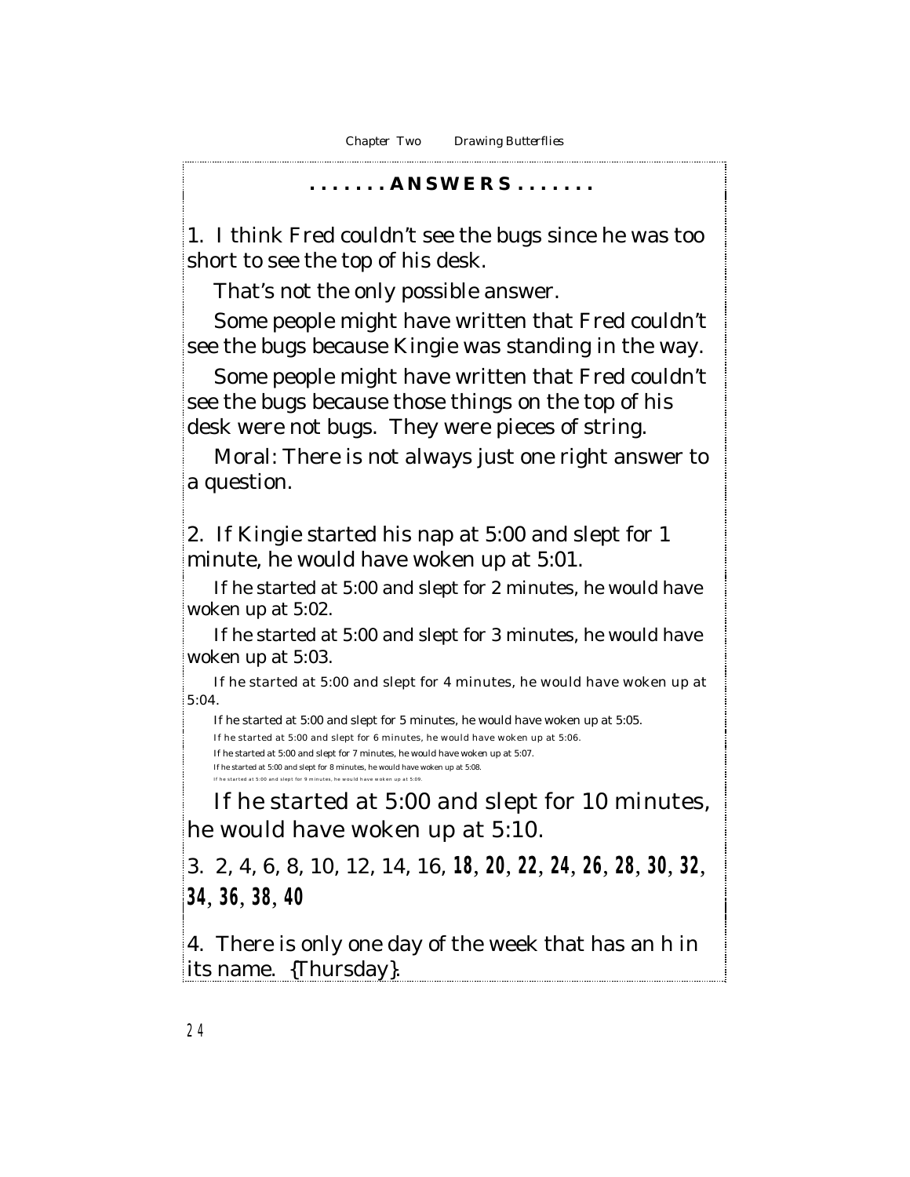**. . . . . . . ANSWERS . . . . . . .**

1. I think Fred couldn't see the bugs since he was too short to see the top of his desk.

That's not the only possible answer.

Some people might have written that Fred couldn't see the bugs because Kingie was standing in the way.

Some people might have written that Fred couldn't see the bugs because those things on the top of his desk were not bugs. They were pieces of string.

Moral: There is not always just one right answer to a question.

2. If Kingie started his nap at 5:00 and slept for 1 minute, he would have woken up at 5:01.

If he started at 5:00 and slept for 2 minutes, he would have woken up at 5:02.

If he started at 5:00 and slept for 3 minutes, he would have woken up at 5:03.

If he started at 5:00 and slept for 4 minutes, he would have woken up at 5:04.

If he started at 5:00 and slept for 5 minutes, he would have woken up at 5:05.

If he started at 5:00 and slept for 6 minutes, he would have woken up at 5:06.

If he started at 5:00 and slept for 7 minutes, he would have woken up at 5:07.

If he started at 5:00 and slept for 8 minutes, he would have woken up at 5:08.

If he started at 5:00 and slept for 9 minutes, he would have woken up at 5:09.

If he started at 5:00 and slept for 10 minutes, he would have woken up at 5:10.

3. 2, 4, 6, 8, 10, 12, 14, 16, **18**, **20**, **22**, **24**, **26**, **28**, **30**, **32**, **34**, **36**, **38**, **40**

4. There is only one day of the week that has an h in its name. {Thursday}.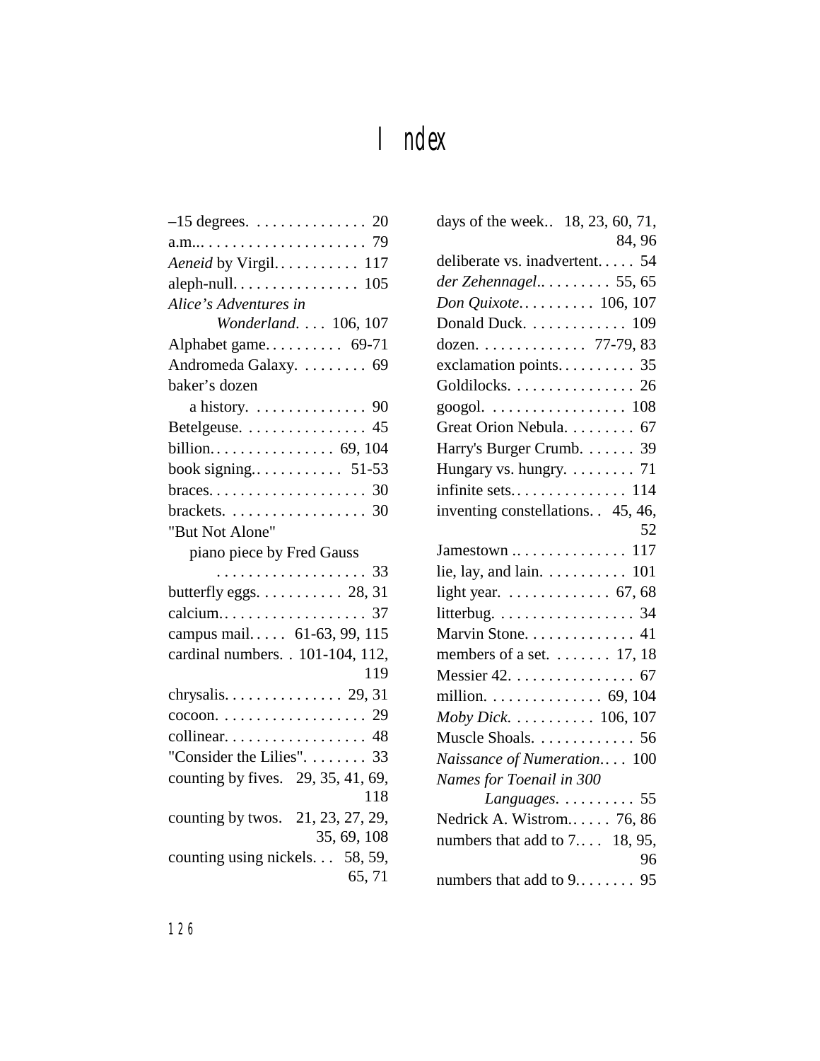# Index

–15 degrees. . . . . . . . . . . . . . . 20
a.m... . . . . . . . . . . . . . . . . . . . . 79
*Aeneid* by Virgil. . . . . . . . . . . 117
aleph-null. . . . . . . . . . . . . . . . 105
*Alice's Adventures in Wonderland*. . . . 106, 107
Alphabet game. . . . . . . . . . 69-71
Andromeda Galaxy. . . . . . . . . 69
baker's dozen
  a history. . . . . . . . . . . . . . 90
Betelgeuse. . . . . . . . . . . . . . . . 45
billion. . . . . . . . . . . . . . . . 69, 104
book signing. . . . . . . . . . . . 51-53
braces. . . . . . . . . . . . . . . . . . . . 30
brackets. . . . . . . . . . . . . . . . . . 30
"But Not Alone"
  piano piece by Fred Gauss . . . . . . . . . . . . . . . . . . . 33
butterfly eggs. . . . . . . . . . . 28, 31
calcium. . . . . . . . . . . . . . . . . . . 37
campus mail. . . . . 61-63, 99, 115
cardinal numbers. . 101-104, 112, 119
chrysalis. . . . . . . . . . . . . . . 29, 31
cocoon. . . . . . . . . . . . . . . . . . . 29
collinear. . . . . . . . . . . . . . . . . . 48
"Consider the Lilies". . . . . . . . 33
counting by fives. 29, 35, 41, 69, 118
counting by twos. 21, 23, 27, 29, 35, 69, 108
counting using nickels. . . 58, 59, 65, 71
days of the week.. 18, 23, 60, 71, 84, 96
deliberate vs. inadvertent. . . . . 54
*der Zehennagel*.. . . . . . . . . 55, 65
*Don Quixote*. . . . . . . . . . 106, 107
Donald Duck. . . . . . . . . . . . . 109
dozen. . . . . . . . . . . . . . 77-79, 83
exclamation points. . . . . . . . . . 35
Goldilocks. . . . . . . . . . . . . . . . 26
googol. . . . . . . . . . . . . . . . . . 108
Great Orion Nebula. . . . . . . . . 67
Harry's Burger Crumb. . . . . . . 39
Hungary vs. hungry. . . . . . . . . 71
infinite sets. . . . . . . . . . . . . . 114
inventing constellations. . 45, 46, 52
Jamestown .. . . . . . . . . . . . . . 117
lie, lay, and lain. . . . . . . . . . . 101
light year. . . . . . . . . . . . . 67, 68
litterbug. . . . . . . . . . . . . . . . . . 34
Marvin Stone. . . . . . . . . . . . . . 41
members of a set. . . . . . . . 17, 18
Messier 42. . . . . . . . . . . . . . . . 67
million. . . . . . . . . . . . . . . 69, 104
*Moby Dick*. . . . . . . . . . . 106, 107
Muscle Shoals. . . . . . . . . . . . . 56
*Naissance of Numeration*. . . . 100
*Names for Toenail in 300 Languages*. . . . . . . . . . 55
Nedrick A. Wistrom. . . . . . 76, 86
numbers that add to 7. . . . 18, 95, 96
numbers that add to 9. . . . . . . . 95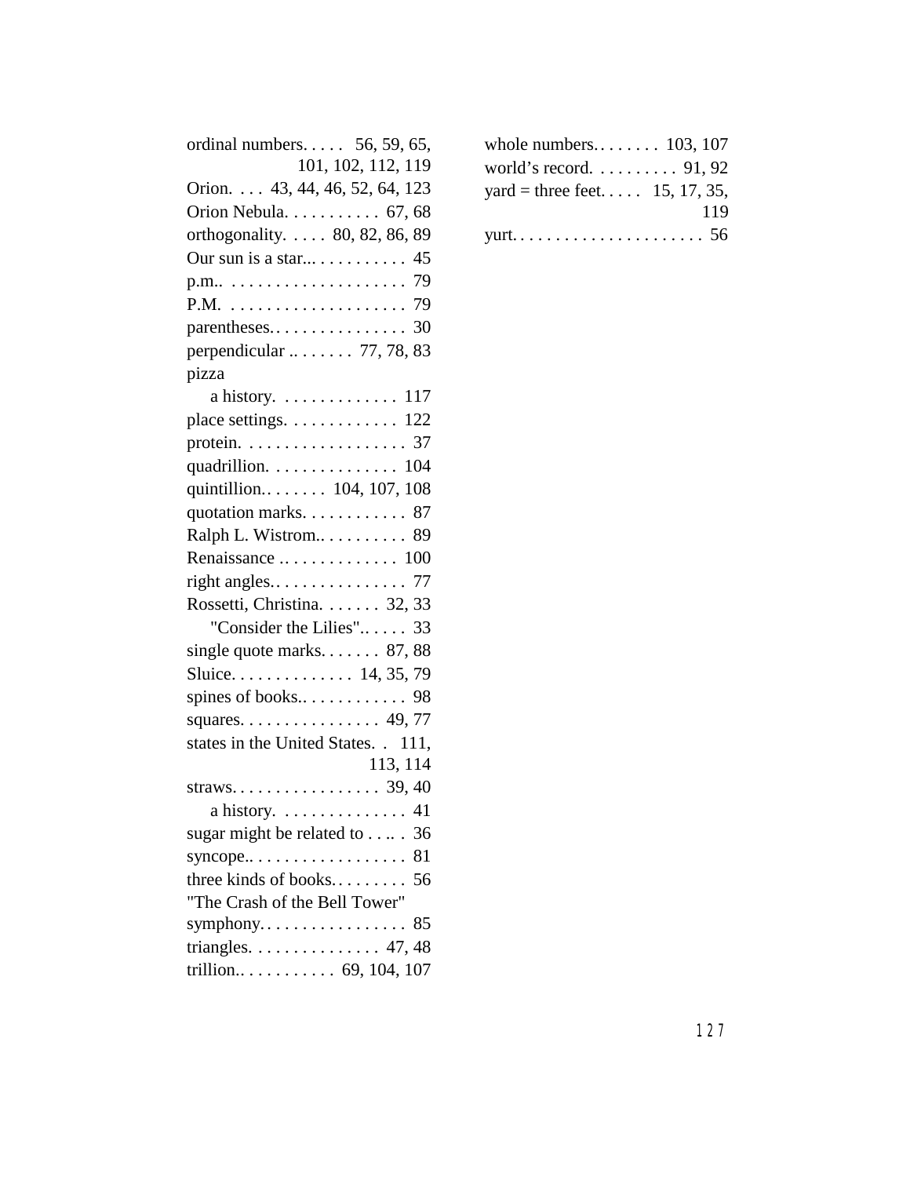ordinal numbers. . . . . 56, 59, 65, 101, 102, 112, 119
Orion. . . . 43, 44, 46, 52, 64, 123
Orion Nebula. . . . . . . . . . . 67, 68
orthogonality. . . . . 80, 82, 86, 89
Our sun is a star... . . . . . . . . . . 45
p.m.. . . . . . . . . . . . . . . . . . . . . 79
P.M. . . . . . . . . . . . . . . . . . . . . 79
parentheses. . . . . . . . . . . . . . . . 30
perpendicular .. . . . . . . 77, 78, 83
pizza
    a history. . . . . . . . . . . . . . 117
place settings. . . . . . . . . . . . . 122
protein. . . . . . . . . . . . . . . . . . . 37
quadrillion. . . . . . . . . . . . . . . 104
quintillion.. . . . . . . 104, 107, 108
quotation marks. . . . . . . . . . . . 87
Ralph L. Wistrom.. . . . . . . . . . 89
Renaissance .. . . . . . . . . . . . . 100
right angles.. . . . . . . . . . . . . . . 77
Rossetti, Christina. . . . . . . 32, 33
    "Consider the Lilies".. . . . . 33
single quote marks. . . . . . . 87, 88
Sluice. . . . . . . . . . . . . . 14, 35, 79
spines of books.. . . . . . . . . . . . 98
squares. . . . . . . . . . . . . . . . 49, 77
states in the United States. . 111, 113, 114
straws. . . . . . . . . . . . . . . . . 39, 40
    a history. . . . . . . . . . . . . . . 41
sugar might be related to . . .. . 36
syncope.. . . . . . . . . . . . . . . . . . 81
three kinds of books. . . . . . . . . 56
"The Crash of the Bell Tower"
symphony. . . . . . . . . . . . . . . . . 85
triangles. . . . . . . . . . . . . . . 47, 48
trillion.. . . . . . . . . . . 69, 104, 107
whole numbers. . . . . . . . 103, 107
world's record. . . . . . . . . . 91, 92
yard = three feet. . . . . 15, 17, 35, 119
yurt. . . . . . . . . . . . . . . . . . . . . . 56